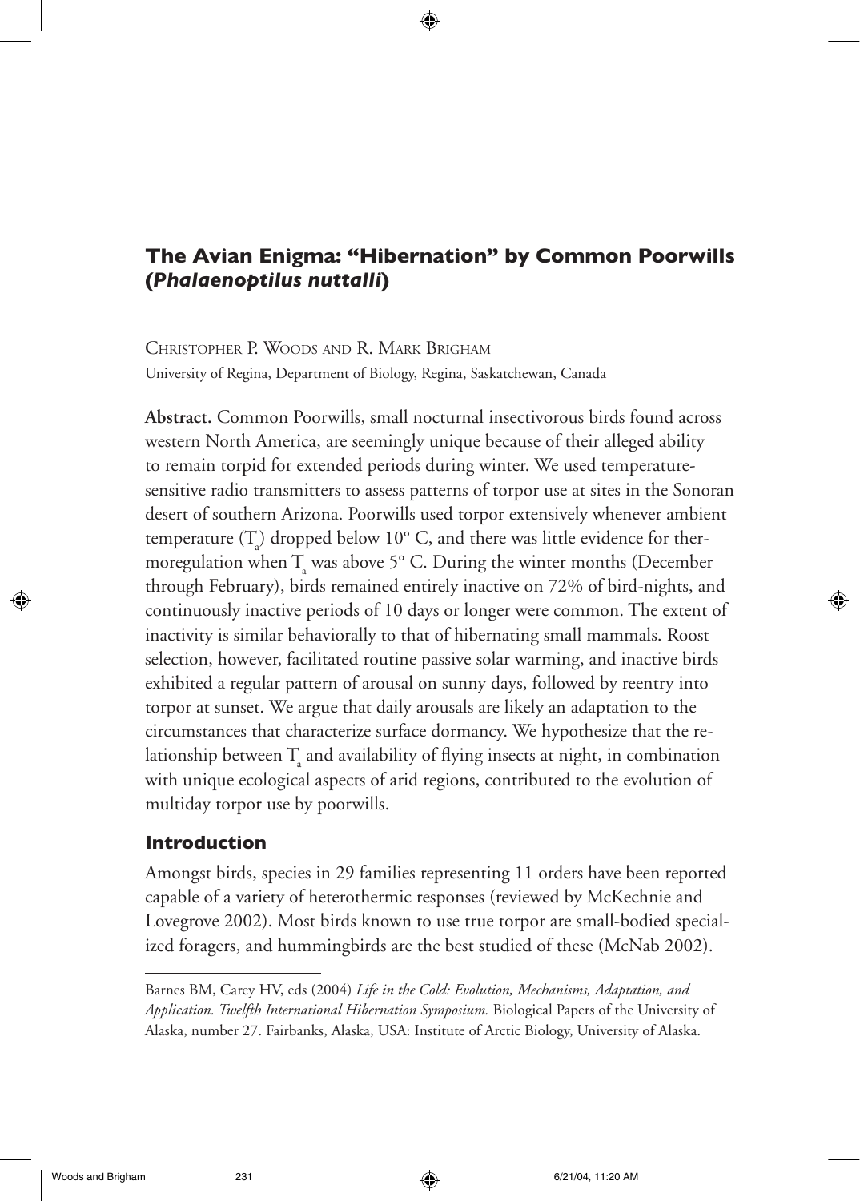# The Avian Enigma: "Hibernation" by Common Poorwills (*Phalaenoptilus nuttalli*)

Christopher P. Woods and R. Mark Brigham

University of Regina, Department of Biology, Regina, Saskatchewan, Canada

**Abstract.** Common Poorwills, small nocturnal insectivorous birds found across western North America, are seemingly unique because of their alleged ability to remain torpid for extended periods during winter. We used temperature-sensitive radio transmitters to assess patterns of torpor use at sites in the Sonoran desert of southern Arizona. Poorwills used torpor extensively whenever ambient temperature ($T_a$) dropped below 10° C, and there was little evidence for thermoregulation when $T_a$ was above 5° C. During the winter months (December through February), birds remained entirely inactive on 72% of bird-nights, and continuously inactive periods of 10 days or longer were common. The extent of inactivity is similar behaviorally to that of hibernating small mammals. Roost selection, however, facilitated routine passive solar warming, and inactive birds exhibited a regular pattern of arousal on sunny days, followed by reentry into torpor at sunset. We argue that daily arousals are likely an adaptation to the circumstances that characterize surface dormancy. We hypothesize that the relationship between $T_a$ and availability of flying insects at night, in combination with unique ecological aspects of arid regions, contributed to the evolution of multiday torpor use by poorwills.

## Introduction

Amongst birds, species in 29 families representing 11 orders have been reported capable of a variety of heterothermic responses (reviewed by McKechnie and Lovegrove 2002). Most birds known to use true torpor are small-bodied specialized foragers, and hummingbirds are the best studied of these (McNab 2002).

---

Barnes BM, Carey HV, eds (2004) *Life in the Cold: Evolution, Mechanisms, Adaptation, and Application. Twelfth International Hibernation Symposium.* Biological Papers of the University of Alaska, number 27. Fairbanks, Alaska, USA: Institute of Arctic Biology, University of Alaska.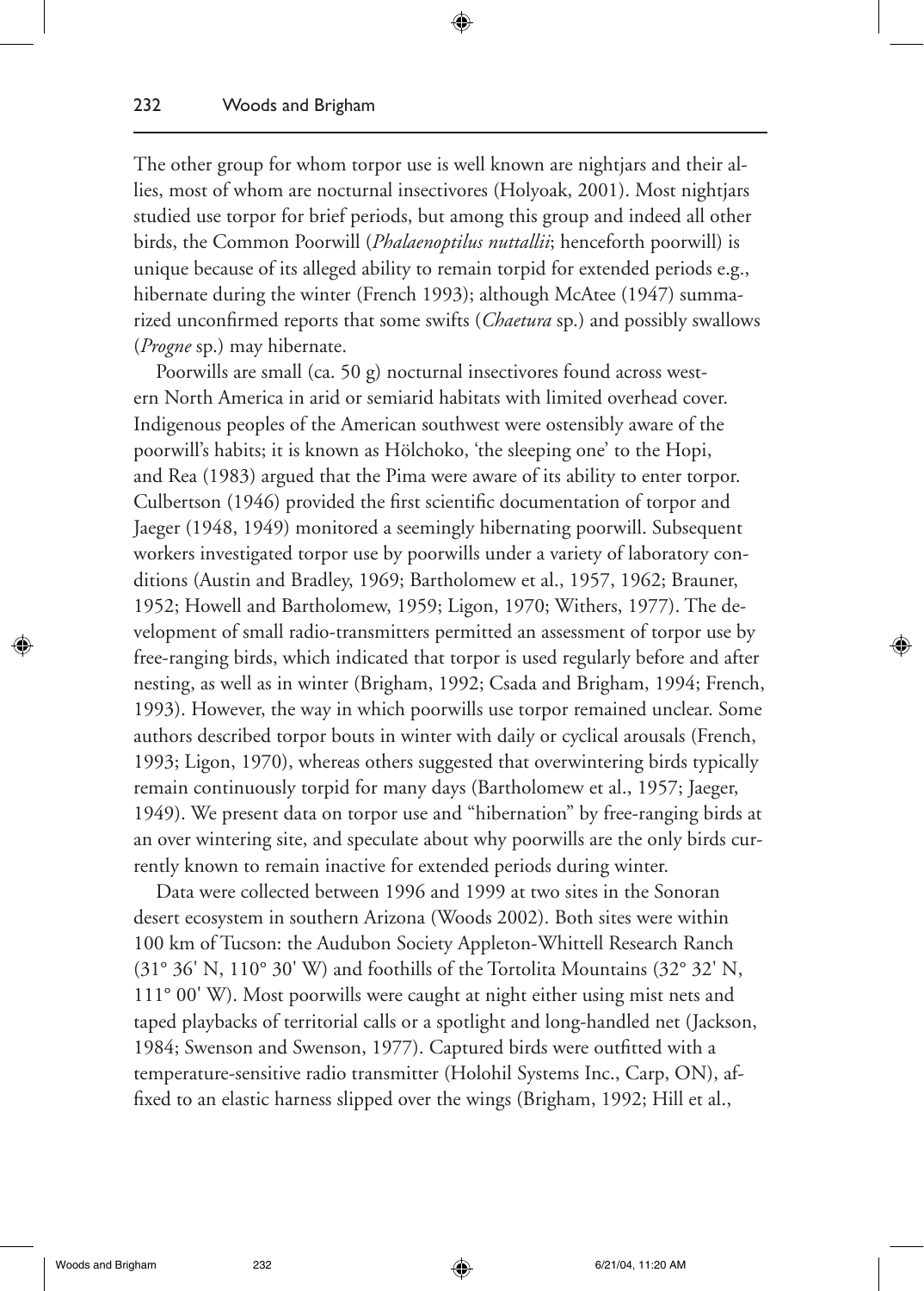The other group for whom torpor use is well known are nightjars and their allies, most of whom are nocturnal insectivores (Holyoak, 2001). Most nightjars studied use torpor for brief periods, but among this group and indeed all other birds, the Common Poorwill (*Phalaenoptilus nuttallii*; henceforth poorwill) is unique because of its alleged ability to remain torpid for extended periods e.g., hibernate during the winter (French 1993); although McAtee (1947) summarized unconfirmed reports that some swifts (*Chaetura* sp.) and possibly swallows (*Progne* sp.) may hibernate.

Poorwills are small (ca. 50 g) nocturnal insectivores found across western North America in arid or semiarid habitats with limited overhead cover. Indigenous peoples of the American southwest were ostensibly aware of the poorwill's habits; it is known as Hölchoko, 'the sleeping one' to the Hopi, and Rea (1983) argued that the Pima were aware of its ability to enter torpor. Culbertson (1946) provided the first scientific documentation of torpor and Jaeger (1948, 1949) monitored a seemingly hibernating poorwill. Subsequent workers investigated torpor use by poorwills under a variety of laboratory conditions (Austin and Bradley, 1969; Bartholomew et al., 1957, 1962; Brauner, 1952; Howell and Bartholomew, 1959; Ligon, 1970; Withers, 1977). The development of small radio-transmitters permitted an assessment of torpor use by free-ranging birds, which indicated that torpor is used regularly before and after nesting, as well as in winter (Brigham, 1992; Csada and Brigham, 1994; French, 1993). However, the way in which poorwills use torpor remained unclear. Some authors described torpor bouts in winter with daily or cyclical arousals (French, 1993; Ligon, 1970), whereas others suggested that overwintering birds typically remain continuously torpid for many days (Bartholomew et al., 1957; Jaeger, 1949). We present data on torpor use and "hibernation" by free-ranging birds at an over wintering site, and speculate about why poorwills are the only birds currently known to remain inactive for extended periods during winter.

Data were collected between 1996 and 1999 at two sites in the Sonoran desert ecosystem in southern Arizona (Woods 2002). Both sites were within 100 km of Tucson: the Audubon Society Appleton-Whittell Research Ranch (31° 36' N, 110° 30' W) and foothills of the Tortolita Mountains (32° 32' N, 111° 00' W). Most poorwills were caught at night either using mist nets and taped playbacks of territorial calls or a spotlight and long-handled net (Jackson, 1984; Swenson and Swenson, 1977). Captured birds were outfitted with a temperature-sensitive radio transmitter (Holohil Systems Inc., Carp, ON), affixed to an elastic harness slipped over the wings (Brigham, 1992; Hill et al.,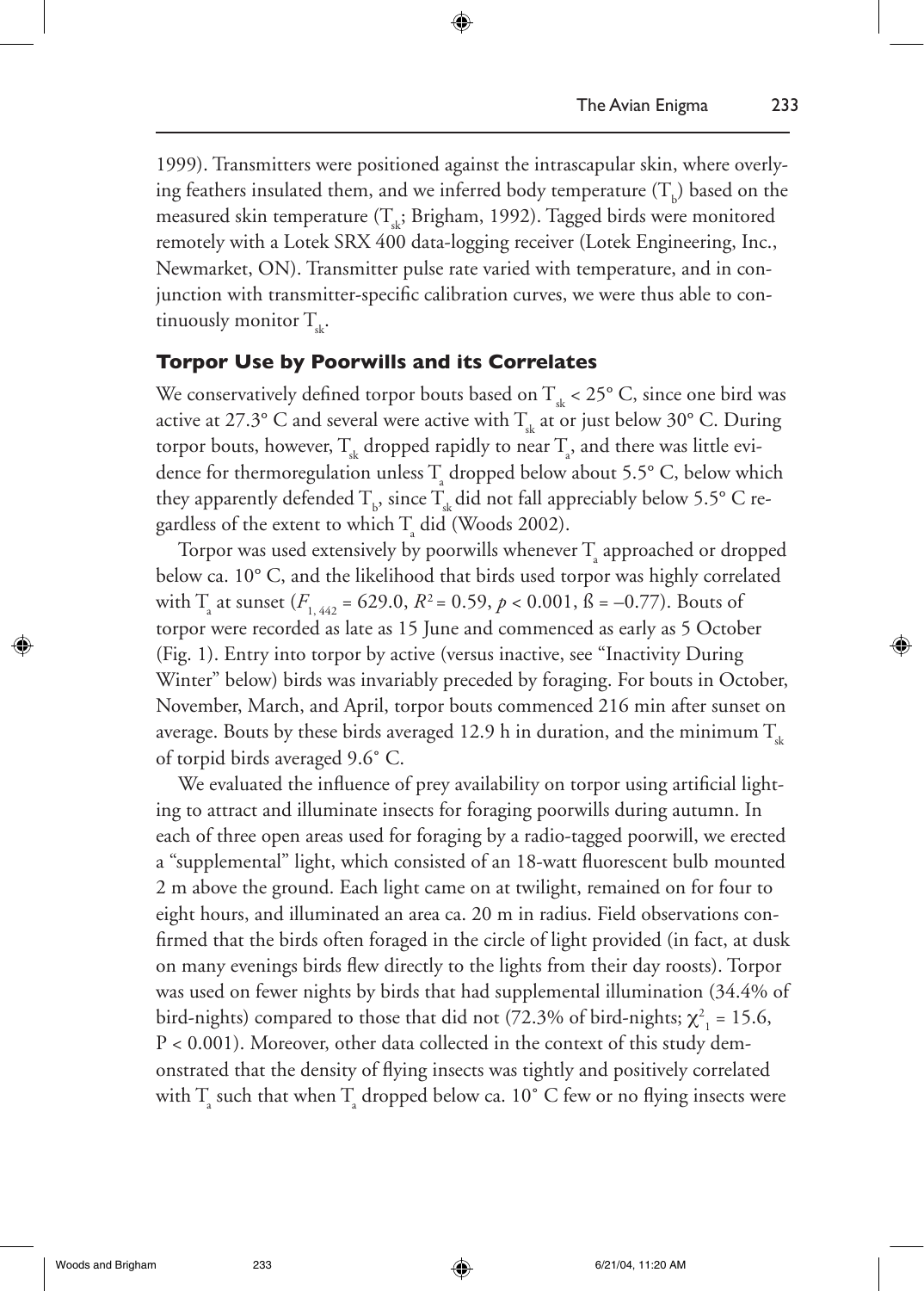1999). Transmitters were positioned against the intrascapular skin, where overlying feathers insulated them, and we inferred body temperature ($T_b$) based on the measured skin temperature ($T_{sk}$; Brigham, 1992). Tagged birds were monitored remotely with a Lotek SRX 400 data-logging receiver (Lotek Engineering, Inc., Newmarket, ON). Transmitter pulse rate varied with temperature, and in conjunction with transmitter-specific calibration curves, we were thus able to continuously monitor $T_{sk}$.

## Torpor Use by Poorwills and its Correlates

We conservatively defined torpor bouts based on $T_{sk} < 25°$ C, since one bird was active at 27.3° C and several were active with $T_{sk}$ at or just below 30° C. During torpor bouts, however, $T_{sk}$ dropped rapidly to near $T_a$, and there was little evidence for thermoregulation unless $T_a$ dropped below about 5.5° C, below which they apparently defended $T_b$, since $T_{sk}$ did not fall appreciably below 5.5° C regardless of the extent to which $T_a$ did (Woods 2002).

Torpor was used extensively by poorwills whenever $T_a$ approached or dropped below ca. 10° C, and the likelihood that birds used torpor was highly correlated with $T_a$ at sunset ($F_{1, 442} = 629.0$, $R^2 = 0.59$, $p < 0.001$, ß = –0.77). Bouts of torpor were recorded as late as 15 June and commenced as early as 5 October (Fig. 1). Entry into torpor by active (versus inactive, see "Inactivity During Winter" below) birds was invariably preceded by foraging. For bouts in October, November, March, and April, torpor bouts commenced 216 min after sunset on average. Bouts by these birds averaged 12.9 h in duration, and the minimum $T_{sk}$ of torpid birds averaged 9.6° C.

We evaluated the influence of prey availability on torpor using artificial lighting to attract and illuminate insects for foraging poorwills during autumn. In each of three open areas used for foraging by a radio-tagged poorwill, we erected a "supplemental" light, which consisted of an 18-watt fluorescent bulb mounted 2 m above the ground. Each light came on at twilight, remained on for four to eight hours, and illuminated an area ca. 20 m in radius. Field observations confirmed that the birds often foraged in the circle of light provided (in fact, at dusk on many evenings birds flew directly to the lights from their day roosts). Torpor was used on fewer nights by birds that had supplemental illumination (34.4% of bird-nights) compared to those that did not (72.3% of bird-nights; $\chi^2_1 = 15.6$, $P < 0.001$). Moreover, other data collected in the context of this study demonstrated that the density of flying insects was tightly and positively correlated with $T_a$ such that when $T_a$ dropped below ca. 10° C few or no flying insects were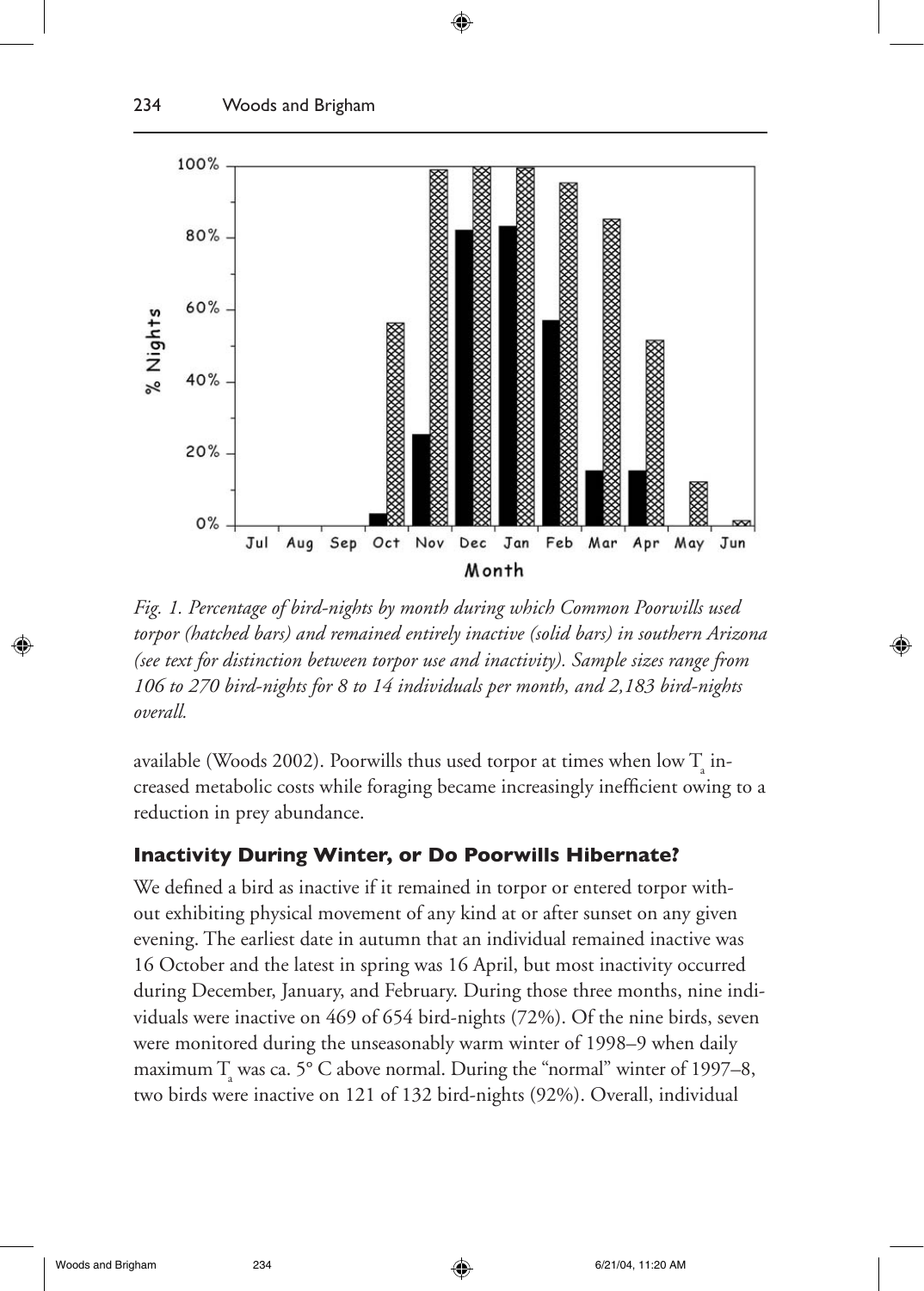*Fig. 1. Percentage of bird-nights by month during which Common Poorwills used torpor (hatched bars) and remained entirely inactive (solid bars) in southern Arizona (see text for distinction between torpor use and inactivity). Sample sizes range from 106 to 270 bird-nights for 8 to 14 individuals per month, and 2,183 bird-nights overall.*

available (Woods 2002). Poorwills thus used torpor at times when low $T_a$ increased metabolic costs while foraging became increasingly inefficient owing to a reduction in prey abundance.

### Inactivity During Winter, or Do Poorwills Hibernate?

We defined a bird as inactive if it remained in torpor or entered torpor without exhibiting physical movement of any kind at or after sunset on any given evening. The earliest date in autumn that an individual remained inactive was 16 October and the latest in spring was 16 April, but most inactivity occurred during December, January, and February. During those three months, nine individuals were inactive on 469 of 654 bird-nights (72%). Of the nine birds, seven were monitored during the unseasonably warm winter of 1998–9 when daily maximum $T_a$ was ca. 5° C above normal. During the "normal" winter of 1997–8, two birds were inactive on 121 of 132 bird-nights (92%). Overall, individual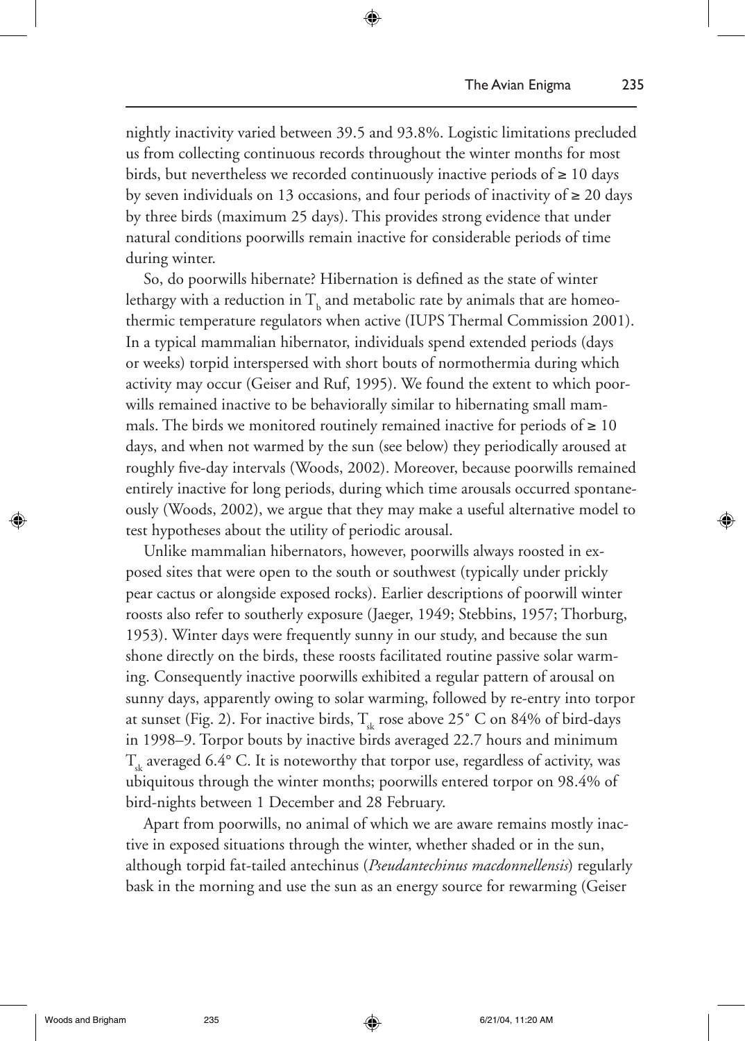nightly inactivity varied between 39.5 and 93.8%. Logistic limitations precluded us from collecting continuous records throughout the winter months for most birds, but nevertheless we recorded continuously inactive periods of ≥ 10 days by seven individuals on 13 occasions, and four periods of inactivity of ≥ 20 days by three birds (maximum 25 days). This provides strong evidence that under natural conditions poorwills remain inactive for considerable periods of time during winter.

So, do poorwills hibernate? Hibernation is defined as the state of winter lethargy with a reduction in $T_b$ and metabolic rate by animals that are homeothermic temperature regulators when active (IUPS Thermal Commission 2001). In a typical mammalian hibernator, individuals spend extended periods (days or weeks) torpid interspersed with short bouts of normothermia during which activity may occur (Geiser and Ruf, 1995). We found the extent to which poorwills remained inactive to be behaviorally similar to hibernating small mammals. The birds we monitored routinely remained inactive for periods of ≥ 10 days, and when not warmed by the sun (see below) they periodically aroused at roughly five-day intervals (Woods, 2002). Moreover, because poorwills remained entirely inactive for long periods, during which time arousals occurred spontaneously (Woods, 2002), we argue that they may make a useful alternative model to test hypotheses about the utility of periodic arousal.

Unlike mammalian hibernators, however, poorwills always roosted in exposed sites that were open to the south or southwest (typically under prickly pear cactus or alongside exposed rocks). Earlier descriptions of poorwill winter roosts also refer to southerly exposure (Jaeger, 1949; Stebbins, 1957; Thorburg, 1953). Winter days were frequently sunny in our study, and because the sun shone directly on the birds, these roosts facilitated routine passive solar warming. Consequently inactive poorwills exhibited a regular pattern of arousal on sunny days, apparently owing to solar warming, followed by re-entry into torpor at sunset (Fig. 2). For inactive birds, $T_{sk}$ rose above 25° C on 84% of bird-days in 1998–9. Torpor bouts by inactive birds averaged 22.7 hours and minimum $T_{sk}$ averaged 6.4° C. It is noteworthy that torpor use, regardless of activity, was ubiquitous through the winter months; poorwills entered torpor on 98.4% of bird-nights between 1 December and 28 February.

Apart from poorwills, no animal of which we are aware remains mostly inactive in exposed situations through the winter, whether shaded or in the sun, although torpid fat-tailed antechinus (*Pseudantechinus macdonnellensis*) regularly bask in the morning and use the sun as an energy source for rewarming (Geiser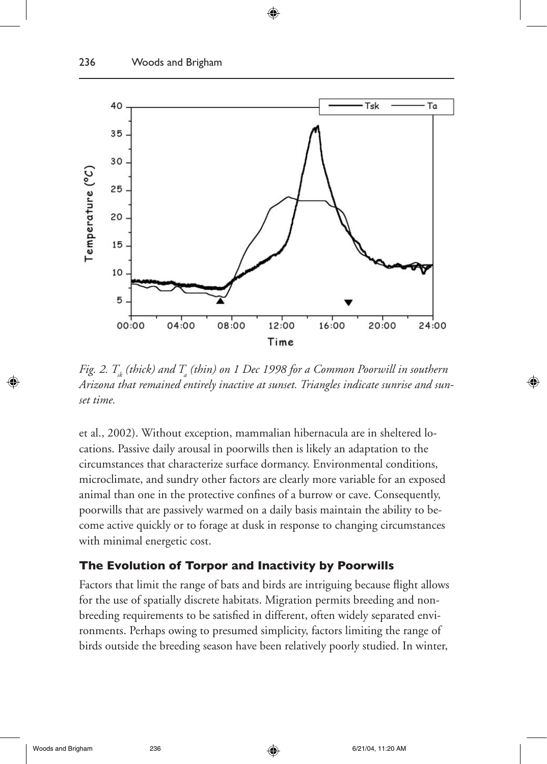Fig. 2. $T_{sk}$ (thick) and $T_a$ (thin) on 1 Dec 1998 for a Common Poorwill in southern Arizona that remained entirely inactive at sunset. Triangles indicate sunrise and sunset time.

et al., 2002). Without exception, mammalian hibernacula are in sheltered locations. Passive daily arousal in poorwills then is likely an adaptation to the circumstances that characterize surface dormancy. Environmental conditions, microclimate, and sundry other factors are clearly more variable for an exposed animal than one in the protective confines of a burrow or cave. Consequently, poorwills that are passively warmed on a daily basis maintain the ability to become active quickly or to forage at dusk in response to changing circumstances with minimal energetic cost.

## The Evolution of Torpor and Inactivity by Poorwills

Factors that limit the range of bats and birds are intriguing because flight allows for the use of spatially discrete habitats. Migration permits breeding and non-breeding requirements to be satisfied in different, often widely separated environments. Perhaps owing to presumed simplicity, factors limiting the range of birds outside the breeding season have been relatively poorly studied. In winter,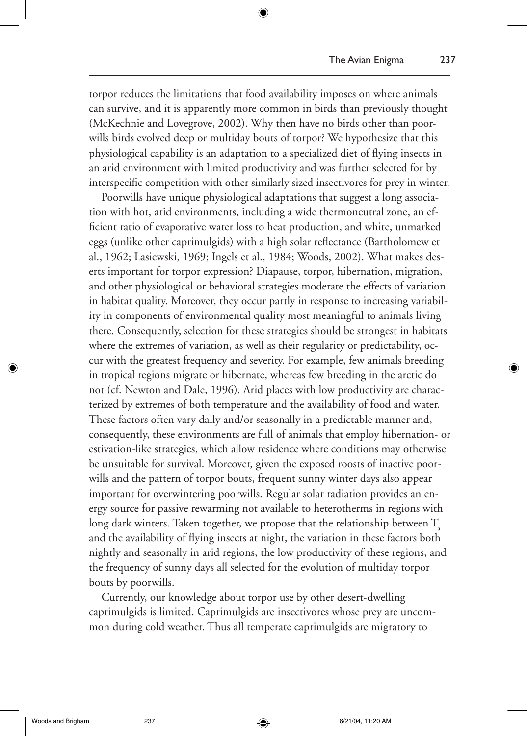torpor reduces the limitations that food availability imposes on where animals can survive, and it is apparently more common in birds than previously thought (McKechnie and Lovegrove, 2002). Why then have no birds other than poorwills birds evolved deep or multiday bouts of torpor? We hypothesize that this physiological capability is an adaptation to a specialized diet of flying insects in an arid environment with limited productivity and was further selected for by interspecific competition with other similarly sized insectivores for prey in winter.

Poorwills have unique physiological adaptations that suggest a long association with hot, arid environments, including a wide thermoneutral zone, an efficient ratio of evaporative water loss to heat production, and white, unmarked eggs (unlike other caprimulgids) with a high solar reflectance (Bartholomew et al., 1962; Lasiewski, 1969; Ingels et al., 1984; Woods, 2002). What makes deserts important for torpor expression? Diapause, torpor, hibernation, migration, and other physiological or behavioral strategies moderate the effects of variation in habitat quality. Moreover, they occur partly in response to increasing variability in components of environmental quality most meaningful to animals living there. Consequently, selection for these strategies should be strongest in habitats where the extremes of variation, as well as their regularity or predictability, occur with the greatest frequency and severity. For example, few animals breeding in tropical regions migrate or hibernate, whereas few breeding in the arctic do not (cf. Newton and Dale, 1996). Arid places with low productivity are characterized by extremes of both temperature and the availability of food and water. These factors often vary daily and/or seasonally in a predictable manner and, consequently, these environments are full of animals that employ hibernation- or estivation-like strategies, which allow residence where conditions may otherwise be unsuitable for survival. Moreover, given the exposed roosts of inactive poorwills and the pattern of torpor bouts, frequent sunny winter days also appear important for overwintering poorwills. Regular solar radiation provides an energy source for passive rewarming not available to heterotherms in regions with long dark winters. Taken together, we propose that the relationship between $T_a$ and the availability of flying insects at night, the variation in these factors both nightly and seasonally in arid regions, the low productivity of these regions, and the frequency of sunny days all selected for the evolution of multiday torpor bouts by poorwills.

Currently, our knowledge about torpor use by other desert-dwelling caprimulgids is limited. Caprimulgids are insectivores whose prey are uncommon during cold weather. Thus all temperate caprimulgids are migratory to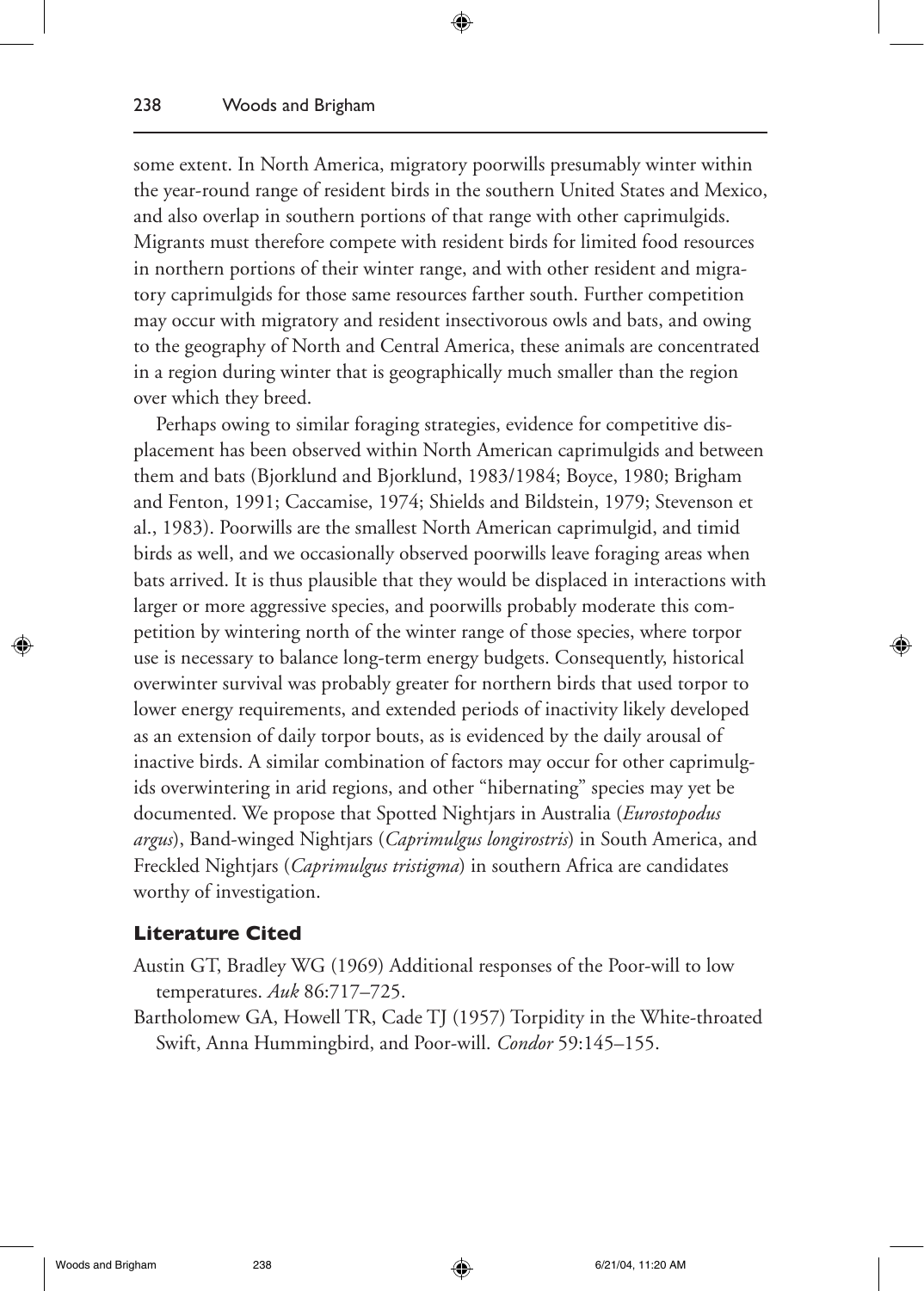some extent. In North America, migratory poorwills presumably winter within the year-round range of resident birds in the southern United States and Mexico, and also overlap in southern portions of that range with other caprimulgids. Migrants must therefore compete with resident birds for limited food resources in northern portions of their winter range, and with other resident and migratory caprimulgids for those same resources farther south. Further competition may occur with migratory and resident insectivorous owls and bats, and owing to the geography of North and Central America, these animals are concentrated in a region during winter that is geographically much smaller than the region over which they breed.

Perhaps owing to similar foraging strategies, evidence for competitive displacement has been observed within North American caprimulgids and between them and bats (Bjorklund and Bjorklund, 1983/1984; Boyce, 1980; Brigham and Fenton, 1991; Caccamise, 1974; Shields and Bildstein, 1979; Stevenson et al., 1983). Poorwills are the smallest North American caprimulgid, and timid birds as well, and we occasionally observed poorwills leave foraging areas when bats arrived. It is thus plausible that they would be displaced in interactions with larger or more aggressive species, and poorwills probably moderate this competition by wintering north of the winter range of those species, where torpor use is necessary to balance long-term energy budgets. Consequently, historical overwinter survival was probably greater for northern birds that used torpor to lower energy requirements, and extended periods of inactivity likely developed as an extension of daily torpor bouts, as is evidenced by the daily arousal of inactive birds. A similar combination of factors may occur for other caprimulgids overwintering in arid regions, and other "hibernating" species may yet be documented. We propose that Spotted Nightjars in Australia (*Eurostopodus argus*), Band-winged Nightjars (*Caprimulgus longirostris*) in South America, and Freckled Nightjars (*Caprimulgus tristigma*) in southern Africa are candidates worthy of investigation.

## Literature Cited

Austin GT, Bradley WG (1969) Additional responses of the Poor-will to low temperatures. *Auk* 86:717–725.

Bartholomew GA, Howell TR, Cade TJ (1957) Torpidity in the White-throated Swift, Anna Hummingbird, and Poor-will. *Condor* 59:145–155.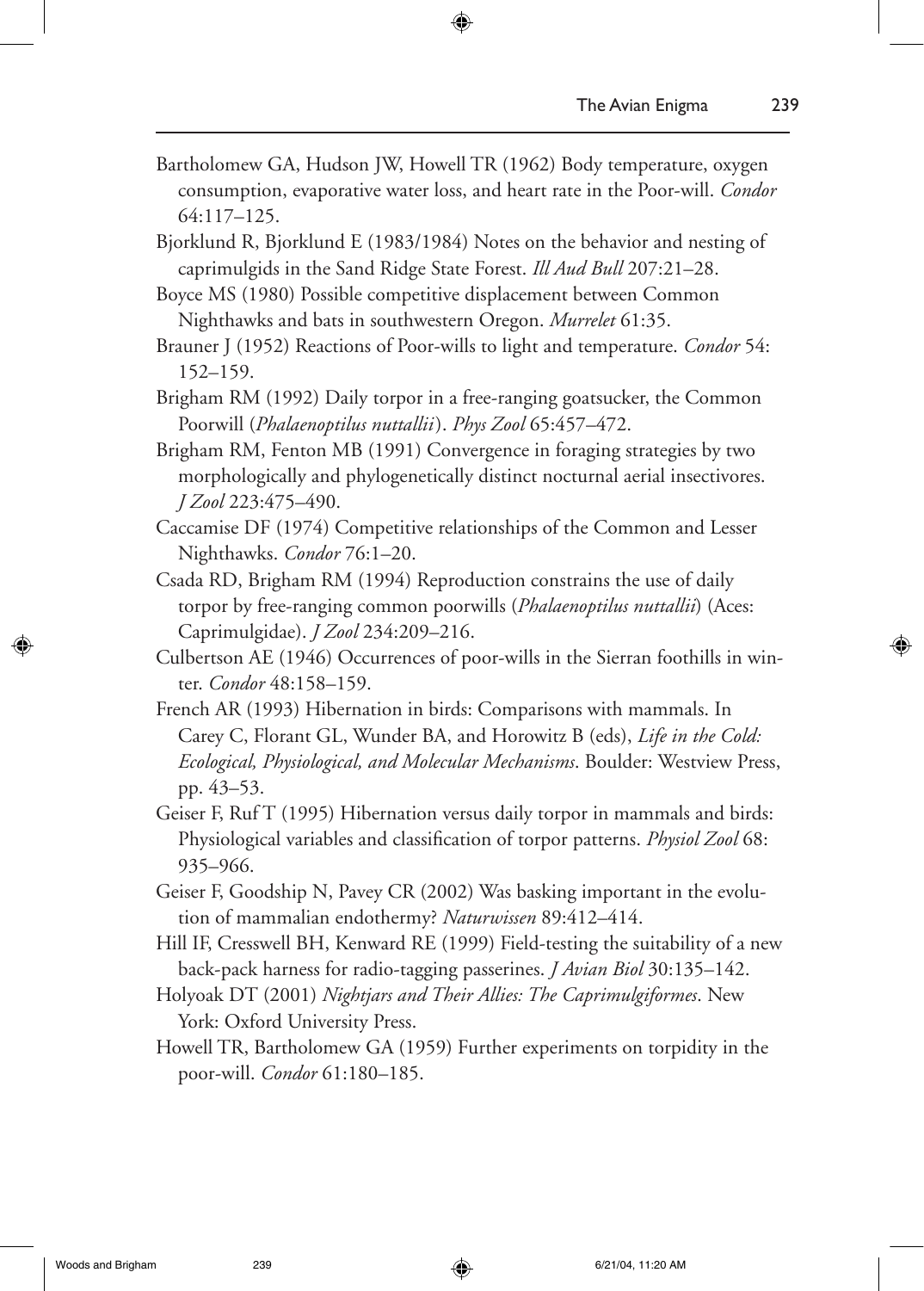Bartholomew GA, Hudson JW, Howell TR (1962) Body temperature, oxygen consumption, evaporative water loss, and heart rate in the Poor-will. *Condor* 64:117–125.

Bjorklund R, Bjorklund E (1983/1984) Notes on the behavior and nesting of caprimulgids in the Sand Ridge State Forest. *Ill Aud Bull* 207:21–28.

Boyce MS (1980) Possible competitive displacement between Common Nighthawks and bats in southwestern Oregon. *Murrelet* 61:35.

Brauner J (1952) Reactions of Poor-wills to light and temperature. *Condor* 54: 152–159.

Brigham RM (1992) Daily torpor in a free-ranging goatsucker, the Common Poorwill (*Phalaenoptilus nuttallii*). *Phys Zool* 65:457–472.

Brigham RM, Fenton MB (1991) Convergence in foraging strategies by two morphologically and phylogenetically distinct nocturnal aerial insectivores. *J Zool* 223:475–490.

Caccamise DF (1974) Competitive relationships of the Common and Lesser Nighthawks. *Condor* 76:1–20.

Csada RD, Brigham RM (1994) Reproduction constrains the use of daily torpor by free-ranging common poorwills (*Phalaenoptilus nuttallii*) (Aces: Caprimulgidae). *J Zool* 234:209–216.

Culbertson AE (1946) Occurrences of poor-wills in the Sierran foothills in winter. *Condor* 48:158–159.

French AR (1993) Hibernation in birds: Comparisons with mammals. In Carey C, Florant GL, Wunder BA, and Horowitz B (eds), *Life in the Cold: Ecological, Physiological, and Molecular Mechanisms*. Boulder: Westview Press, pp. 43–53.

Geiser F, Ruf T (1995) Hibernation versus daily torpor in mammals and birds: Physiological variables and classification of torpor patterns. *Physiol Zool* 68: 935–966.

Geiser F, Goodship N, Pavey CR (2002) Was basking important in the evolution of mammalian endothermy? *Naturwissen* 89:412–414.

Hill IF, Cresswell BH, Kenward RE (1999) Field-testing the suitability of a new back-pack harness for radio-tagging passerines. *J Avian Biol* 30:135–142.

Holyoak DT (2001) *Nightjars and Their Allies: The Caprimulgiformes*. New York: Oxford University Press.

Howell TR, Bartholomew GA (1959) Further experiments on torpidity in the poor-will. *Condor* 61:180–185.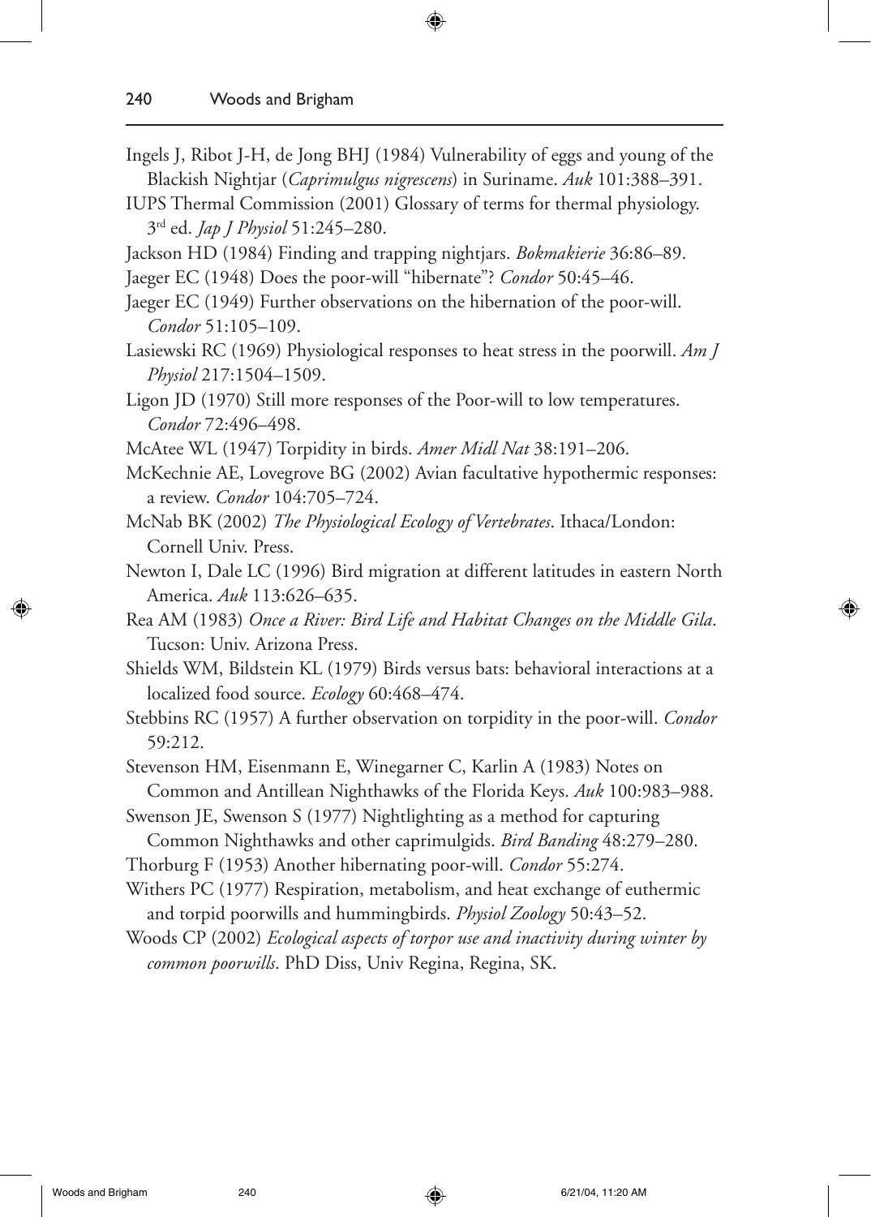Ingels J, Ribot J-H, de Jong BHJ (1984) Vulnerability of eggs and young of the Blackish Nightjar (*Caprimulgus nigrescens*) in Suriname. *Auk* 101:388–391.

IUPS Thermal Commission (2001) Glossary of terms for thermal physiology. 3rd ed. *Jap J Physiol* 51:245–280.

Jackson HD (1984) Finding and trapping nightjars. *Bokmakierie* 36:86–89.

Jaeger EC (1948) Does the poor-will "hibernate"? *Condor* 50:45–46.

Jaeger EC (1949) Further observations on the hibernation of the poor-will. *Condor* 51:105–109.

Lasiewski RC (1969) Physiological responses to heat stress in the poorwill. *Am J Physiol* 217:1504–1509.

Ligon JD (1970) Still more responses of the Poor-will to low temperatures. *Condor* 72:496–498.

McAtee WL (1947) Torpidity in birds. *Amer Midl Nat* 38:191–206.

McKechnie AE, Lovegrove BG (2002) Avian facultative hypothermic responses: a review. *Condor* 104:705–724.

McNab BK (2002) *The Physiological Ecology of Vertebrates*. Ithaca/London: Cornell Univ. Press.

Newton I, Dale LC (1996) Bird migration at different latitudes in eastern North America. *Auk* 113:626–635.

Rea AM (1983) *Once a River: Bird Life and Habitat Changes on the Middle Gila*. Tucson: Univ. Arizona Press.

Shields WM, Bildstein KL (1979) Birds versus bats: behavioral interactions at a localized food source. *Ecology* 60:468–474.

Stebbins RC (1957) A further observation on torpidity in the poor-will. *Condor* 59:212.

Stevenson HM, Eisenmann E, Winegarner C, Karlin A (1983) Notes on Common and Antillean Nighthawks of the Florida Keys. *Auk* 100:983–988.

Swenson JE, Swenson S (1977) Nightlighting as a method for capturing Common Nighthawks and other caprimulgids. *Bird Banding* 48:279–280.

Thorburg F (1953) Another hibernating poor-will. *Condor* 55:274.

Withers PC (1977) Respiration, metabolism, and heat exchange of euthermic and torpid poorwills and hummingbirds. *Physiol Zoology* 50:43–52.

Woods CP (2002) *Ecological aspects of torpor use and inactivity during winter by common poorwills*. PhD Diss, Univ Regina, Regina, SK.